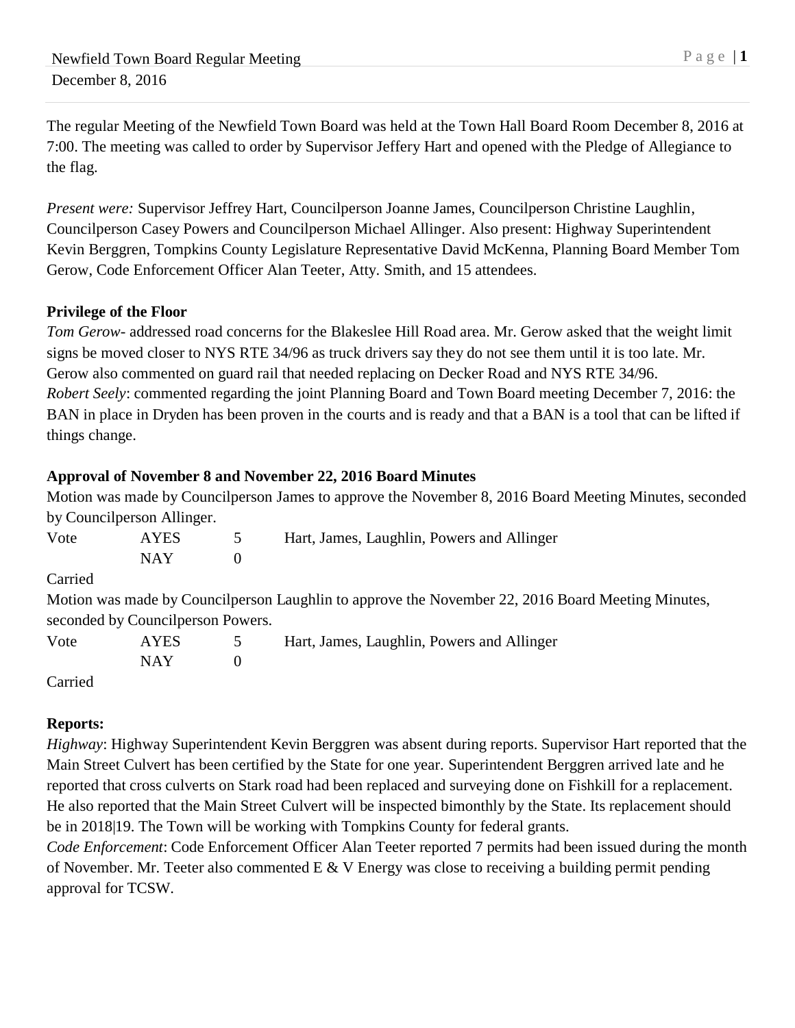The regular Meeting of the Newfield Town Board was held at the Town Hall Board Room December 8, 2016 at 7:00. The meeting was called to order by Supervisor Jeffery Hart and opened with the Pledge of Allegiance to the flag.

*Present were:* Supervisor Jeffrey Hart, Councilperson Joanne James, Councilperson Christine Laughlin, Councilperson Casey Powers and Councilperson Michael Allinger. Also present: Highway Superintendent Kevin Berggren, Tompkins County Legislature Representative David McKenna, Planning Board Member Tom Gerow, Code Enforcement Officer Alan Teeter, Atty. Smith, and 15 attendees.

**Privilege of the Floor**

*Tom Gerow*- addressed road concerns for the Blakeslee Hill Road area. Mr. Gerow asked that the weight limit signs be moved closer to NYS RTE 34/96 as truck drivers say they do not see them until it is too late. Mr. Gerow also commented on guard rail that needed replacing on Decker Road and NYS RTE 34/96.
*Robert Seely*: commented regarding the joint Planning Board and Town Board meeting December 7, 2016: the BAN in place in Dryden has been proven in the courts and is ready and that a BAN is a tool that can be lifted if things change.

**Approval of November 8 and November 22, 2016 Board Minutes**

Motion was made by Councilperson James to approve the November 8, 2016 Board Meeting Minutes, seconded by Councilperson Allinger.

| Vote | AYES | 5 | Hart, James, Laughlin, Powers and Allinger |
|---|---|---|---|
| | NAY | 0 | |

Carried

Motion was made by Councilperson Laughlin to approve the November 22, 2016 Board Meeting Minutes, seconded by Councilperson Powers.

| Vote | AYES | 5 | Hart, James, Laughlin, Powers and Allinger |
|---|---|---|---|
| | NAY | 0 | |

Carried

**Reports:**

*Highway*: Highway Superintendent Kevin Berggren was absent during reports. Supervisor Hart reported that the Main Street Culvert has been certified by the State for one year. Superintendent Berggren arrived late and he reported that cross culverts on Stark road had been replaced and surveying done on Fishkill for a replacement. He also reported that the Main Street Culvert will be inspected bimonthly by the State. Its replacement should be in 2018|19. The Town will be working with Tompkins County for federal grants.
*Code Enforcement*: Code Enforcement Officer Alan Teeter reported 7 permits had been issued during the month of November. Mr. Teeter also commented E & V Energy was close to receiving a building permit pending approval for TCSW.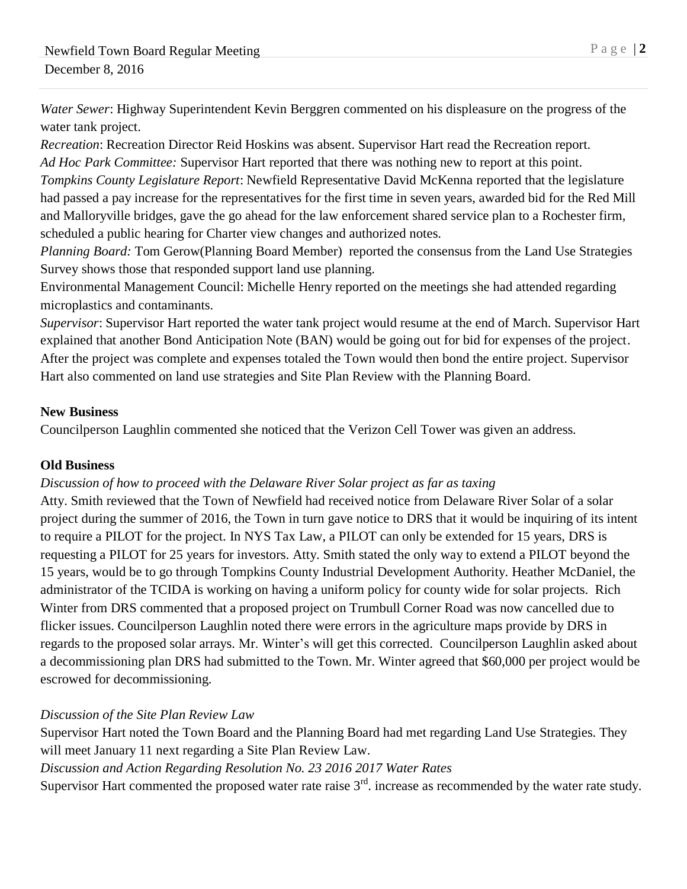*Water Sewer*: Highway Superintendent Kevin Berggren commented on his displeasure on the progress of the water tank project.

*Recreation*: Recreation Director Reid Hoskins was absent. Supervisor Hart read the Recreation report.

*Ad Hoc Park Committee:* Supervisor Hart reported that there was nothing new to report at this point.

*Tompkins County Legislature Report*: Newfield Representative David McKenna reported that the legislature had passed a pay increase for the representatives for the first time in seven years, awarded bid for the Red Mill and Malloryville bridges, gave the go ahead for the law enforcement shared service plan to a Rochester firm, scheduled a public hearing for Charter view changes and authorized notes.

*Planning Board:* Tom Gerow(Planning Board Member) reported the consensus from the Land Use Strategies Survey shows those that responded support land use planning.

Environmental Management Council: Michelle Henry reported on the meetings she had attended regarding microplastics and contaminants.

*Supervisor*: Supervisor Hart reported the water tank project would resume at the end of March. Supervisor Hart explained that another Bond Anticipation Note (BAN) would be going out for bid for expenses of the project. After the project was complete and expenses totaled the Town would then bond the entire project. Supervisor Hart also commented on land use strategies and Site Plan Review with the Planning Board.

**New Business**

Councilperson Laughlin commented she noticed that the Verizon Cell Tower was given an address.

**Old Business**

*Discussion of how to proceed with the Delaware River Solar project as far as taxing*

Atty. Smith reviewed that the Town of Newfield had received notice from Delaware River Solar of a solar project during the summer of 2016, the Town in turn gave notice to DRS that it would be inquiring of its intent to require a PILOT for the project. In NYS Tax Law, a PILOT can only be extended for 15 years, DRS is requesting a PILOT for 25 years for investors. Atty. Smith stated the only way to extend a PILOT beyond the 15 years, would be to go through Tompkins County Industrial Development Authority. Heather McDaniel, the administrator of the TCIDA is working on having a uniform policy for county wide for solar projects. Rich Winter from DRS commented that a proposed project on Trumbull Corner Road was now cancelled due to flicker issues. Councilperson Laughlin noted there were errors in the agriculture maps provide by DRS in regards to the proposed solar arrays. Mr. Winter's will get this corrected. Councilperson Laughlin asked about a decommissioning plan DRS had submitted to the Town. Mr. Winter agreed that $60,000 per project would be escrowed for decommissioning.

*Discussion of the Site Plan Review Law*

Supervisor Hart noted the Town Board and the Planning Board had met regarding Land Use Strategies. They will meet January 11 next regarding a Site Plan Review Law.

*Discussion and Action Regarding Resolution No. 23 2016 2017 Water Rates*

Supervisor Hart commented the proposed water rate raise 3rd. increase as recommended by the water rate study.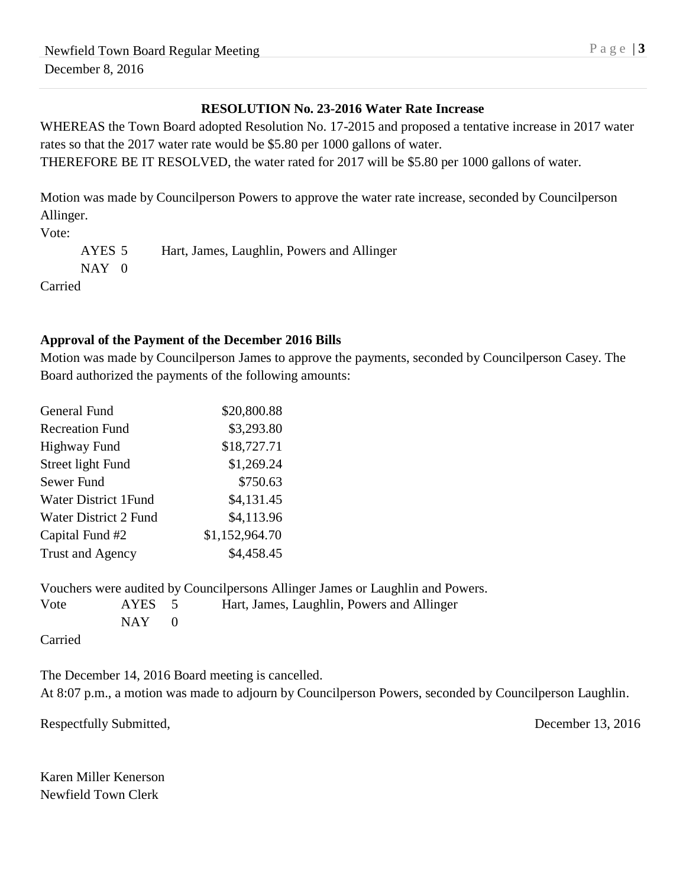**RESOLUTION No. 23-2016 Water Rate Increase**

WHEREAS the Town Board adopted Resolution No. 17-2015 and proposed a tentative increase in 2017 water rates so that the 2017 water rate would be $5.80 per 1000 gallons of water.
THEREFORE BE IT RESOLVED, the water rated for 2017 will be $5.80 per 1000 gallons of water.

Motion was made by Councilperson Powers to approve the water rate increase, seconded by Councilperson Allinger.
Vote:

AYES 5 Hart, James, Laughlin, Powers and Allinger
NAY 0

Carried

**Approval of the Payment of the December 2016 Bills**

Motion was made by Councilperson James to approve the payments, seconded by Councilperson Casey. The Board authorized the payments of the following amounts:

| | |
|---|---|
| General Fund | $20,800.88 |
| Recreation Fund | $3,293.80 |
| Highway Fund | $18,727.71 |
| Street light Fund | $1,269.24 |
| Sewer Fund | $750.63 |
| Water District 1Fund | $4,131.45 |
| Water District 2 Fund | $4,113.96 |
| Capital Fund #2 | $1,152,964.70 |
| Trust and Agency | $4,458.45 |

Vouchers were audited by Councilpersons Allinger James or Laughlin and Powers.
Vote AYES 5 Hart, James, Laughlin, Powers and Allinger
NAY 0

Carried

The December 14, 2016 Board meeting is cancelled.
At 8:07 p.m., a motion was made to adjourn by Councilperson Powers, seconded by Councilperson Laughlin.

Respectfully Submitted, December 13, 2016

Karen Miller Kenerson
Newfield Town Clerk